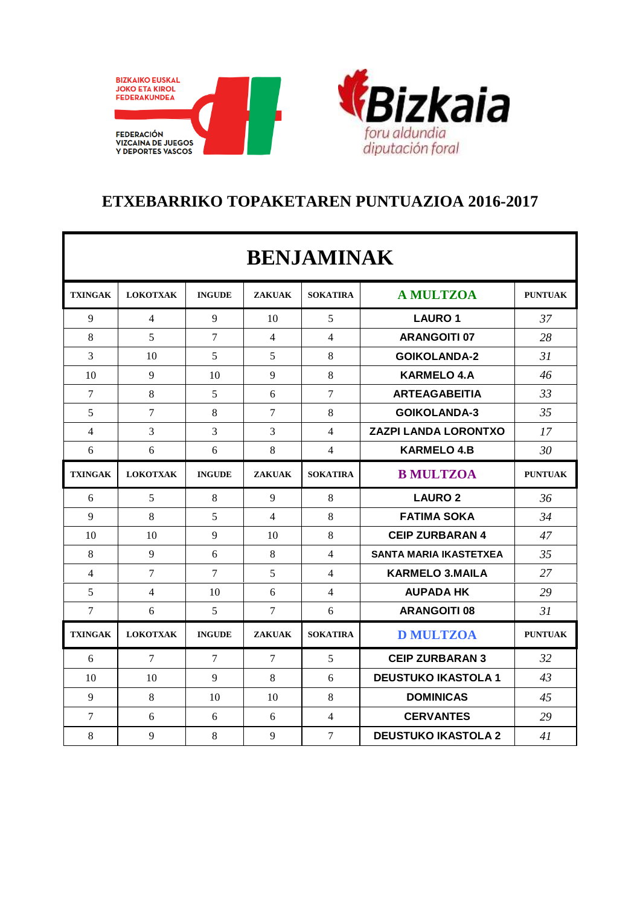BIZKAIKO EUSKAL JOKO ETA KIROL FEDERAKUNDEA

FEDERACIÓN VIZCAINA DE JUEGOS Y DEPORTES VASCOS

Bizkaia foru aldundia diputación foral

# ETXEBARRIKO TOPAKETAREN PUNTUAZIOA 2016-2017

## BENJAMINAK

| TXINGAK | LOKOTXAK | INGUDE | ZAKUAK | SOKATIRA | A MULTZOA | PUNTUAK |
|---|---|---|---|---|---|---|
| 9 | 4 | 9 | 10 | 5 | LAURO 1 | 37 |
| 8 | 5 | 7 | 4 | 4 | ARANGOITI 07 | 28 |
| 3 | 10 | 5 | 5 | 8 | GOIKOLANDA-2 | 31 |
| 10 | 9 | 10 | 9 | 8 | KARMELO 4.A | 46 |
| 7 | 8 | 5 | 6 | 7 | ARTEAGABEITIA | 33 |
| 5 | 7 | 8 | 7 | 8 | GOIKOLANDA-3 | 35 |
| 4 | 3 | 3 | 3 | 4 | ZAZPI LANDA LORONTXO | 17 |
| 6 | 6 | 6 | 8 | 4 | KARMELO 4.B | 30 |
| **TXINGAK** | **LOKOTXAK** | **INGUDE** | **ZAKUAK** | **SOKATIRA** | **B MULTZOA** | **PUNTUAK** |
| 6 | 5 | 8 | 9 | 8 | LAURO 2 | 36 |
| 9 | 8 | 5 | 4 | 8 | FATIMA SOKA | 34 |
| 10 | 10 | 9 | 10 | 8 | CEIP ZURBARAN 4 | 47 |
| 8 | 9 | 6 | 8 | 4 | SANTA MARIA IKASTETXEA | 35 |
| 4 | 7 | 7 | 5 | 4 | KARMELO 3.MAILA | 27 |
| 5 | 4 | 10 | 6 | 4 | AUPADA HK | 29 |
| 7 | 6 | 5 | 7 | 6 | ARANGOITI 08 | 31 |
| **TXINGAK** | **LOKOTXAK** | **INGUDE** | **ZAKUAK** | **SOKATIRA** | **D MULTZOA** | **PUNTUAK** |
| 6 | 7 | 7 | 7 | 5 | CEIP ZURBARAN 3 | 32 |
| 10 | 10 | 9 | 8 | 6 | DEUSTUKO IKASTOLA 1 | 43 |
| 9 | 8 | 10 | 10 | 8 | DOMINICAS | 45 |
| 7 | 6 | 6 | 6 | 4 | CERVANTES | 29 |
| 8 | 9 | 8 | 9 | 7 | DEUSTUKO IKASTOLA 2 | 41 |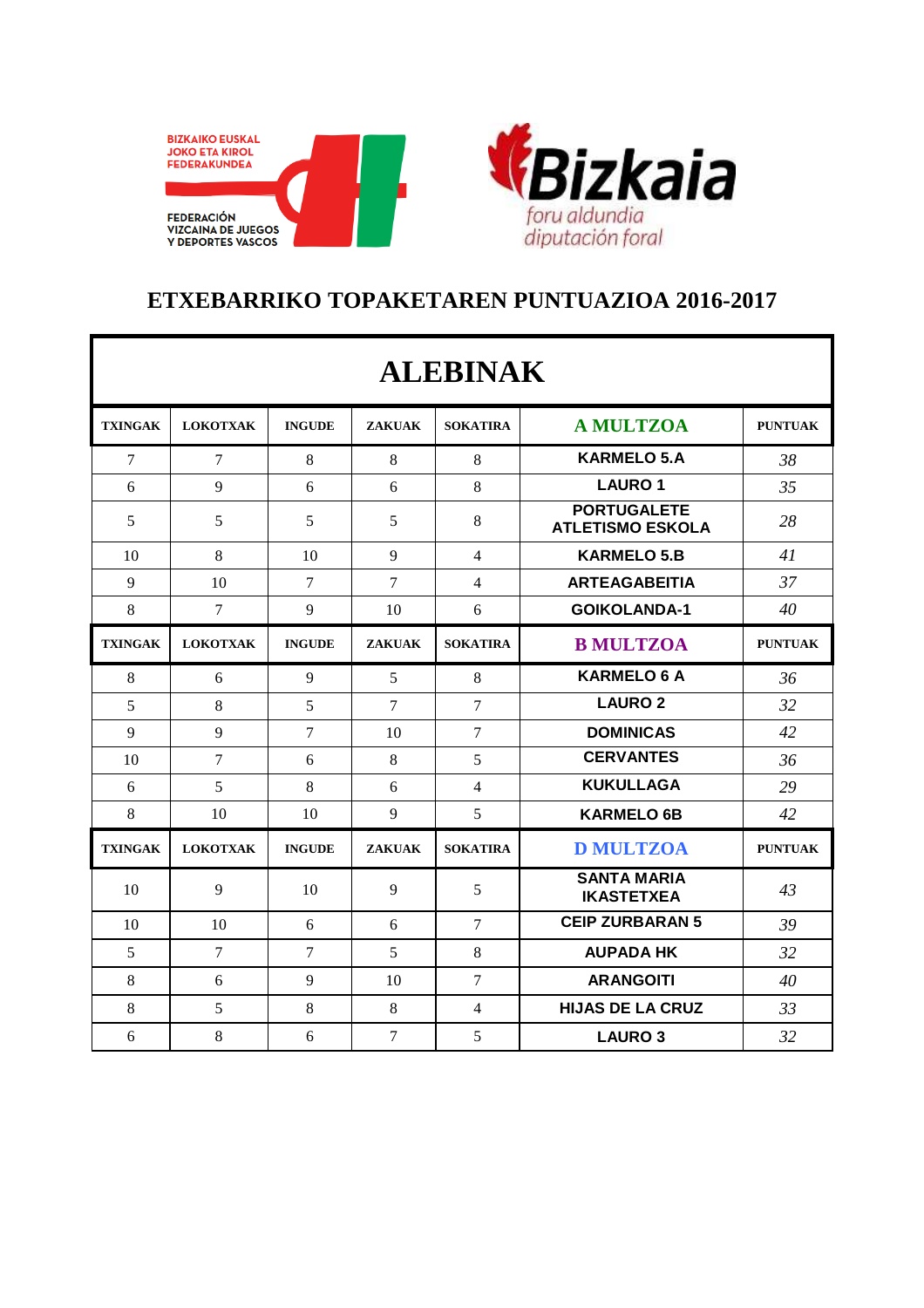BIZKAIKO EUSKAL JOKO ETA KIROL FEDERAKUNDEA

FEDERACIÓN VIZCAINA DE JUEGOS Y DEPORTES VASCOS

Bizkaia foru aldundia diputación foral

# ETXEBARRIKO TOPAKETAREN PUNTUAZIOA 2016-2017

## ALEBINAK

| TXINGAK | LOKOTXAK | INGUDE | ZAKUAK | SOKATIRA | A MULTZOA | PUNTUAK |
|---|---|---|---|---|---|---|
| 7 | 7 | 8 | 8 | 8 | KARMELO 5.A | *38* |
| 6 | 9 | 6 | 6 | 8 | LAURO 1 | *35* |
| 5 | 5 | 5 | 5 | 8 | PORTUGALETE ATLETISMO ESKOLA | *28* |
| 10 | 8 | 10 | 9 | 4 | KARMELO 5.B | *41* |
| 9 | 10 | 7 | 7 | 4 | ARTEAGABEITIA | *37* |
| 8 | 7 | 9 | 10 | 6 | GOIKOLANDA-1 | *40* |
| **TXINGAK** | **LOKOTXAK** | **INGUDE** | **ZAKUAK** | **SOKATIRA** | **B MULTZOA** | **PUNTUAK** |
| 8 | 6 | 9 | 5 | 8 | KARMELO 6 A | *36* |
| 5 | 8 | 5 | 7 | 7 | LAURO 2 | *32* |
| 9 | 9 | 7 | 10 | 7 | DOMINICAS | *42* |
| 10 | 7 | 6 | 8 | 5 | CERVANTES | *36* |
| 6 | 5 | 8 | 6 | 4 | KUKULLAGA | *29* |
| 8 | 10 | 10 | 9 | 5 | KARMELO 6B | *42* |
| **TXINGAK** | **LOKOTXAK** | **INGUDE** | **ZAKUAK** | **SOKATIRA** | **D MULTZOA** | **PUNTUAK** |
| 10 | 9 | 10 | 9 | 5 | SANTA MARIA IKASTETXEA | *43* |
| 10 | 10 | 6 | 6 | 7 | CEIP ZURBARAN 5 | *39* |
| 5 | 7 | 7 | 5 | 8 | AUPADA HK | *32* |
| 8 | 6 | 9 | 10 | 7 | ARANGOITI | *40* |
| 8 | 5 | 8 | 8 | 4 | HIJAS DE LA CRUZ | *33* |
| 6 | 8 | 6 | 7 | 5 | LAURO 3 | *32* |